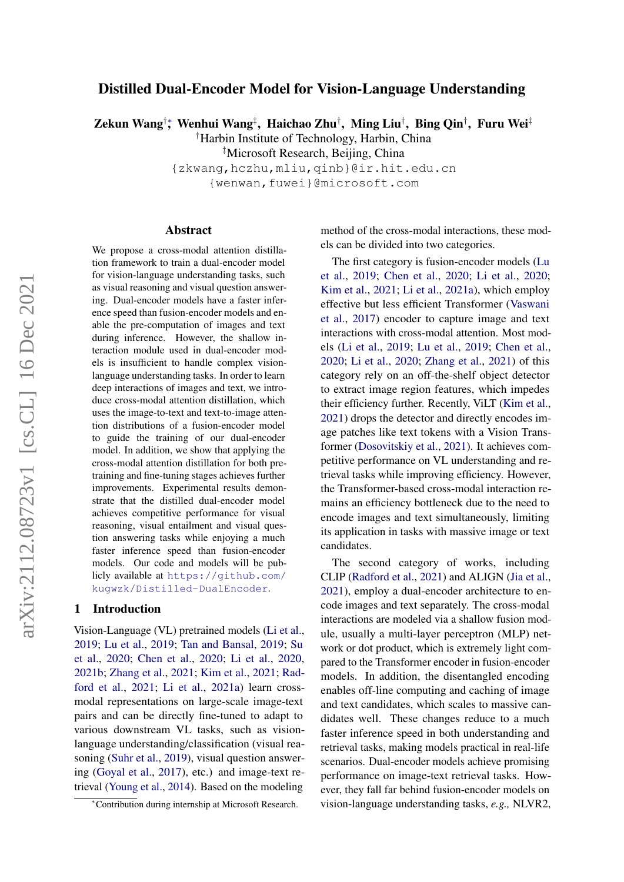# Distilled Dual-Encoder Model for Vision-Language Understanding

**Zekun Wang**[†][*], **Wenhui Wang**[‡], **Haichao Zhu**[†], **Ming Liu**[†], **Bing Qin**[†], **Furu Wei**[‡]

[†]Harbin Institute of Technology, Harbin, China

[‡]Microsoft Research, Beijing, China

{zkwang,hczhu,mliu,qinb}@ir.hit.edu.cn

{wenwan,fuwei}@microsoft.com

## Abstract

We propose a cross-modal attention distillation framework to train a dual-encoder model for vision-language understanding tasks, such as visual reasoning and visual question answering. Dual-encoder models have a faster inference speed than fusion-encoder models and enable the pre-computation of images and text during inference. However, the shallow interaction module used in dual-encoder models is insufficient to handle complex vision-language understanding tasks. In order to learn deep interactions of images and text, we introduce cross-modal attention distillation, which uses the image-to-text and text-to-image attention distributions of a fusion-encoder model to guide the training of our dual-encoder model. In addition, we show that applying the cross-modal attention distillation for both pre-training and fine-tuning stages achieves further improvements. Experimental results demonstrate that the distilled dual-encoder model achieves competitive performance for visual reasoning, visual entailment and visual question answering tasks while enjoying a much faster inference speed than fusion-encoder models. Our code and models will be publicly available at https://github.com/kugwzk/Distilled-DualEncoder.

## 1 Introduction

Vision-Language (VL) pretrained models (Li et al., 2019; Lu et al., 2019; Tan and Bansal, 2019; Su et al., 2020; Chen et al., 2020; Li et al., 2020, 2021b; Zhang et al., 2021; Kim et al., 2021; Radford et al., 2021; Li et al., 2021a) learn cross-modal representations on large-scale image-text pairs and can be directly fine-tuned to adapt to various downstream VL tasks, such as vision-language understanding/classification (visual reasoning (Suhr et al., 2019), visual question answering (Goyal et al., 2017), etc.) and image-text retrieval (Young et al., 2014). Based on the modeling method of the cross-modal interactions, these models can be divided into two categories.

The first category is fusion-encoder models (Lu et al., 2019; Chen et al., 2020; Li et al., 2020; Kim et al., 2021; Li et al., 2021a), which employ effective but less efficient Transformer (Vaswani et al., 2017) encoder to capture image and text interactions with cross-modal attention. Most models (Li et al., 2019; Lu et al., 2019; Chen et al., 2020; Li et al., 2020; Zhang et al., 2021) of this category rely on an off-the-shelf object detector to extract image region features, which impedes their efficiency further. Recently, ViLT (Kim et al., 2021) drops the detector and directly encodes image patches like text tokens with a Vision Transformer (Dosovitskiy et al., 2021). It achieves competitive performance on VL understanding and retrieval tasks while improving efficiency. However, the Transformer-based cross-modal interaction remains an efficiency bottleneck due to the need to encode images and text simultaneously, limiting its application in tasks with massive image or text candidates.

The second category of works, including CLIP (Radford et al., 2021) and ALIGN (Jia et al., 2021), employ a dual-encoder architecture to encode images and text separately. The cross-modal interactions are modeled via a shallow fusion module, usually a multi-layer perceptron (MLP) network or dot product, which is extremely light compared to the Transformer encoder in fusion-encoder models. In addition, the disentangled encoding enables off-line computing and caching of image and text candidates, which scales to massive candidates well. These changes reduce to a much faster inference speed in both understanding and retrieval tasks, making models practical in real-life scenarios. Dual-encoder models achieve promising performance on image-text retrieval tasks. However, they fall far behind fusion-encoder models on vision-language understanding tasks, *e.g.,* NLVR2,

[*]Contribution during internship at Microsoft Research.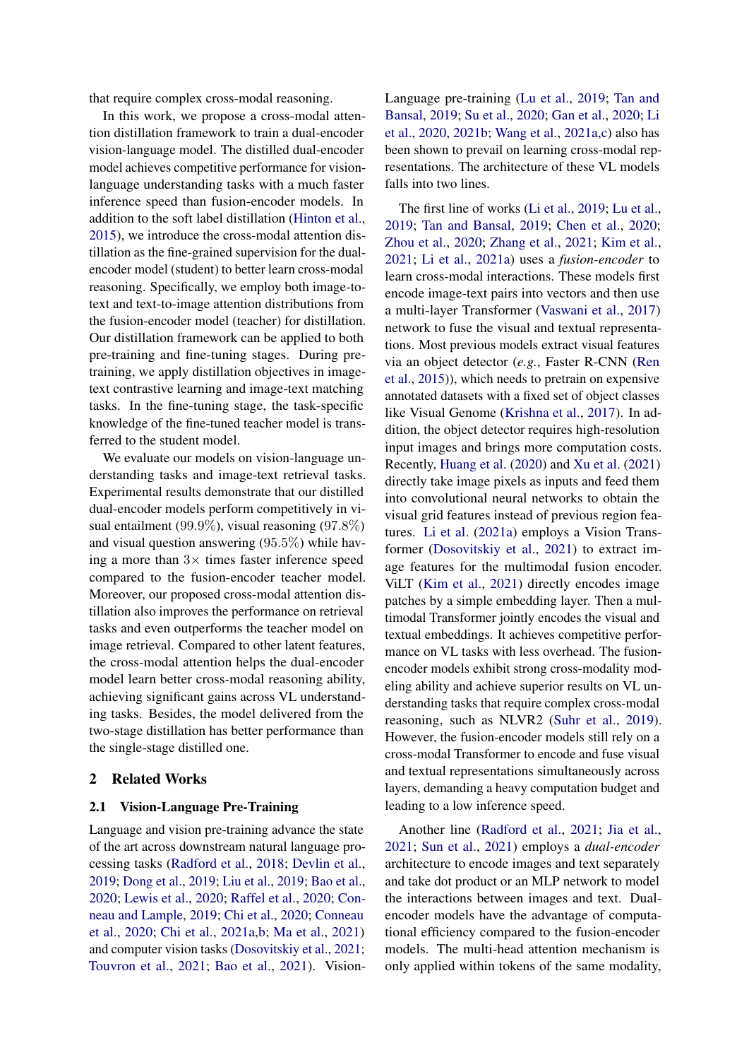that require complex cross-modal reasoning.

In this work, we propose a cross-modal attention distillation framework to train a dual-encoder vision-language model. The distilled dual-encoder model achieves competitive performance for vision-language understanding tasks with a much faster inference speed than fusion-encoder models. In addition to the soft label distillation (Hinton et al., 2015), we introduce the cross-modal attention distillation as the fine-grained supervision for the dual-encoder model (student) to better learn cross-modal reasoning. Specifically, we employ both image-to-text and text-to-image attention distributions from the fusion-encoder model (teacher) for distillation. Our distillation framework can be applied to both pre-training and fine-tuning stages. During pre-training, we apply distillation objectives in image-text contrastive learning and image-text matching tasks. In the fine-tuning stage, the task-specific knowledge of the fine-tuned teacher model is transferred to the student model.

We evaluate our models on vision-language understanding tasks and image-text retrieval tasks. Experimental results demonstrate that our distilled dual-encoder models perform competitively in visual entailment (99.9%), visual reasoning (97.8%) and visual question answering (95.5%) while having a more than $3\times$ times faster inference speed compared to the fusion-encoder teacher model. Moreover, our proposed cross-modal attention distillation also improves the performance on retrieval tasks and even outperforms the teacher model on image retrieval. Compared to other latent features, the cross-modal attention helps the dual-encoder model learn better cross-modal reasoning ability, achieving significant gains across VL understanding tasks. Besides, the model delivered from the two-stage distillation has better performance than the single-stage distilled one.

## 2 Related Works

### 2.1 Vision-Language Pre-Training

Language and vision pre-training advance the state of the art across downstream natural language processing tasks (Radford et al., 2018; Devlin et al., 2019; Dong et al., 2019; Liu et al., 2019; Bao et al., 2020; Lewis et al., 2020; Raffel et al., 2020; Conneau and Lample, 2019; Chi et al., 2020; Conneau et al., 2020; Chi et al., 2021a,b; Ma et al., 2021) and computer vision tasks (Dosovitskiy et al., 2021; Touvron et al., 2021; Bao et al., 2021). Vision-Language pre-training (Lu et al., 2019; Tan and Bansal, 2019; Su et al., 2020; Gan et al., 2020; Li et al., 2020, 2021b; Wang et al., 2021a,c) also has been shown to prevail on learning cross-modal representations. The architecture of these VL models falls into two lines.

The first line of works (Li et al., 2019; Lu et al., 2019; Tan and Bansal, 2019; Chen et al., 2020; Zhou et al., 2020; Zhang et al., 2021; Kim et al., 2021; Li et al., 2021a) uses a *fusion-encoder* to learn cross-modal interactions. These models first encode image-text pairs into vectors and then use a multi-layer Transformer (Vaswani et al., 2017) network to fuse the visual and textual representations. Most previous models extract visual features via an object detector (*e.g.*, Faster R-CNN (Ren et al., 2015)), which needs to pretrain on expensive annotated datasets with a fixed set of object classes like Visual Genome (Krishna et al., 2017). In addition, the object detector requires high-resolution input images and brings more computation costs. Recently, Huang et al. (2020) and Xu et al. (2021) directly take image pixels as inputs and feed them into convolutional neural networks to obtain the visual grid features instead of previous region features. Li et al. (2021a) employs a Vision Transformer (Dosovitskiy et al., 2021) to extract image features for the multimodal fusion encoder. ViLT (Kim et al., 2021) directly encodes image patches by a simple embedding layer. Then a multimodal Transformer jointly encodes the visual and textual embeddings. It achieves competitive performance on VL tasks with less overhead. The fusion-encoder models exhibit strong cross-modality modeling ability and achieve superior results on VL understanding tasks that require complex cross-modal reasoning, such as NLVR2 (Suhr et al., 2019). However, the fusion-encoder models still rely on a cross-modal Transformer to encode and fuse visual and textual representations simultaneously across layers, demanding a heavy computation budget and leading to a low inference speed.

Another line (Radford et al., 2021; Jia et al., 2021; Sun et al., 2021) employs a *dual-encoder* architecture to encode images and text separately and take dot product or an MLP network to model the interactions between images and text. Dual-encoder models have the advantage of computational efficiency compared to the fusion-encoder models. The multi-head attention mechanism is only applied within tokens of the same modality,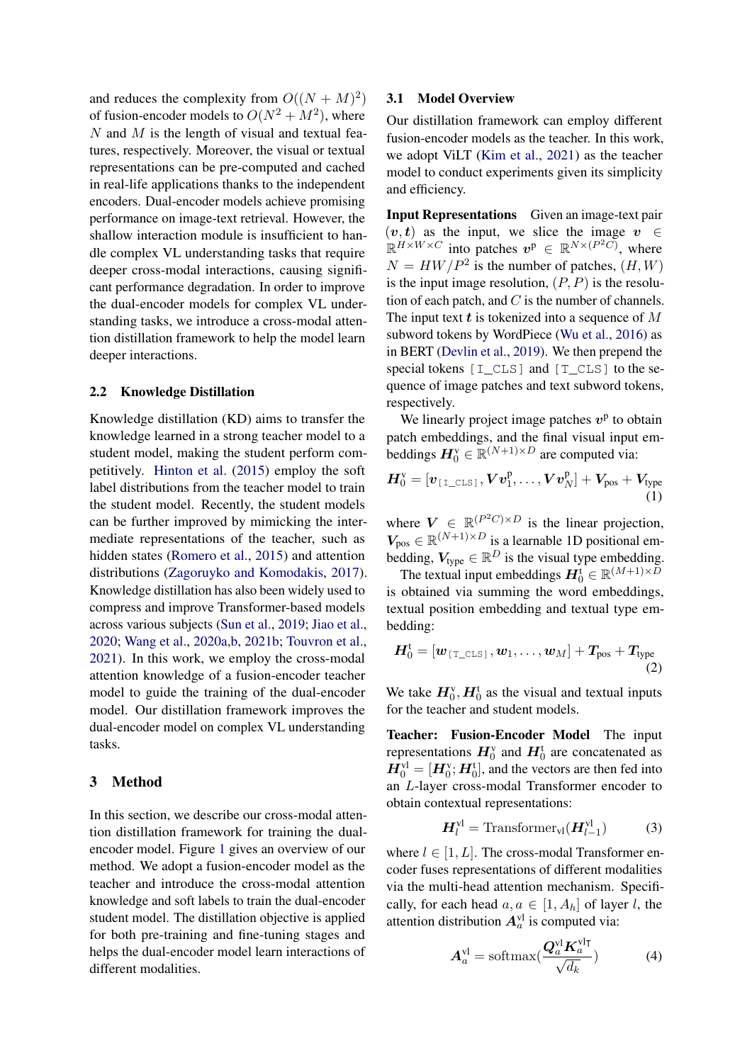and reduces the complexity from $O((N+M)^2)$ of fusion-encoder models to $O(N^2+M^2)$, where $N$ and $M$ is the length of visual and textual features, respectively. Moreover, the visual or textual representations can be pre-computed and cached in real-life applications thanks to the independent encoders. Dual-encoder models achieve promising performance on image-text retrieval. However, the shallow interaction module is insufficient to handle complex VL understanding tasks that require deeper cross-modal interactions, causing significant performance degradation. In order to improve the dual-encoder models for complex VL understanding tasks, we introduce a cross-modal attention distillation framework to help the model learn deeper interactions.

### 2.2 Knowledge Distillation

Knowledge distillation (KD) aims to transfer the knowledge learned in a strong teacher model to a student model, making the student perform competitively. Hinton et al. (2015) employ the soft label distributions from the teacher model to train the student model. Recently, the student models can be further improved by mimicking the intermediate representations of the teacher, such as hidden states (Romero et al., 2015) and attention distributions (Zagoruyko and Komodakis, 2017). Knowledge distillation has also been widely used to compress and improve Transformer-based models across various subjects (Sun et al., 2019; Jiao et al., 2020; Wang et al., 2020a,b, 2021b; Touvron et al., 2021). In this work, we employ the cross-modal attention knowledge of a fusion-encoder teacher model to guide the training of the dual-encoder model. Our distillation framework improves the dual-encoder model on complex VL understanding tasks.

## 3 Method

In this section, we describe our cross-modal attention distillation framework for training the dual-encoder model. Figure 1 gives an overview of our method. We adopt a fusion-encoder model as the teacher and introduce the cross-modal attention knowledge and soft labels to train the dual-encoder student model. The distillation objective is applied for both pre-training and fine-tuning stages and helps the dual-encoder model learn interactions of different modalities.

### 3.1 Model Overview

Our distillation framework can employ different fusion-encoder models as the teacher. In this work, we adopt ViLT (Kim et al., 2021) as the teacher model to conduct experiments given its simplicity and efficiency.

**Input Representations** Given an image-text pair $(\boldsymbol{v}, \boldsymbol{t})$ as the input, we slice the image $\boldsymbol{v} \in \mathbb{R}^{H \times W \times C}$ into patches $\boldsymbol{v}^{\text{p}} \in \mathbb{R}^{N \times (P^2 C)}$, where $N = HW/P^2$ is the number of patches, $(H, W)$ is the input image resolution, $(P, P)$ is the resolution of each patch, and $C$ is the number of channels. The input text $\boldsymbol{t}$ is tokenized into a sequence of $M$ subword tokens by WordPiece (Wu et al., 2016) as in BERT (Devlin et al., 2019). We then prepend the special tokens [I_CLS] and [T_CLS] to the sequence of image patches and text subword tokens, respectively.

We linearly project image patches $\boldsymbol{v}^{\text{p}}$ to obtain patch embeddings, and the final visual input embeddings $\boldsymbol{H}_0^{\text{v}} \in \mathbb{R}^{(N+1) \times D}$ are computed via:

$$\boldsymbol{H}_0^{\text{v}} = [\boldsymbol{v}_{\texttt{[I\_CLS]}}, \boldsymbol{V}\boldsymbol{v}_1^{\text{p}}, \dots, \boldsymbol{V}\boldsymbol{v}_N^{\text{p}}] + \boldsymbol{V}_{\text{pos}} + \boldsymbol{V}_{\text{type}} \tag{1}$$

where $\boldsymbol{V} \in \mathbb{R}^{(P^2 C) \times D}$ is the linear projection, $\boldsymbol{V}_{\text{pos}} \in \mathbb{R}^{(N+1) \times D}$ is a learnable 1D positional embedding, $\boldsymbol{V}_{\text{type}} \in \mathbb{R}^D$ is the visual type embedding.

The textual input embeddings $\boldsymbol{H}_0^{\text{t}} \in \mathbb{R}^{(M+1) \times D}$ is obtained via summing the word embeddings, textual position embedding and textual type embedding:

$$\boldsymbol{H}_0^{\text{t}} = [\boldsymbol{w}_{\texttt{[T\_CLS]}}, \boldsymbol{w}_1, \dots, \boldsymbol{w}_M] + \boldsymbol{T}_{\text{pos}} + \boldsymbol{T}_{\text{type}} \tag{2}$$

We take $\boldsymbol{H}_0^{\text{v}}, \boldsymbol{H}_0^{\text{t}}$ as the visual and textual inputs for the teacher and student models.

**Teacher: Fusion-Encoder Model** The input representations $\boldsymbol{H}_0^{\text{v}}$ and $\boldsymbol{H}_0^{\text{t}}$ are concatenated as $\boldsymbol{H}_0^{\text{vl}} = [\boldsymbol{H}_0^{\text{v}}; \boldsymbol{H}_0^{\text{t}}]$, and the vectors are then fed into an $L$-layer cross-modal Transformer encoder to obtain contextual representations:

$$\boldsymbol{H}_l^{\text{vl}} = \text{Transformer}_{\text{vl}}(\boldsymbol{H}_{l-1}^{\text{vl}}) \tag{3}$$

where $l \in [1, L]$. The cross-modal Transformer encoder fuses representations of different modalities via the multi-head attention mechanism. Specifically, for each head $a, a \in [1, A_h]$ of layer $l$, the attention distribution $\boldsymbol{A}_a^{\text{vl}}$ is computed via:

$$\boldsymbol{A}_a^{\text{vl}} = \text{softmax}\left(\frac{\boldsymbol{Q}_a^{\text{vl}} \boldsymbol{K}_a^{\text{vl}\intercal}}{\sqrt{d_k}}\right) \tag{4}$$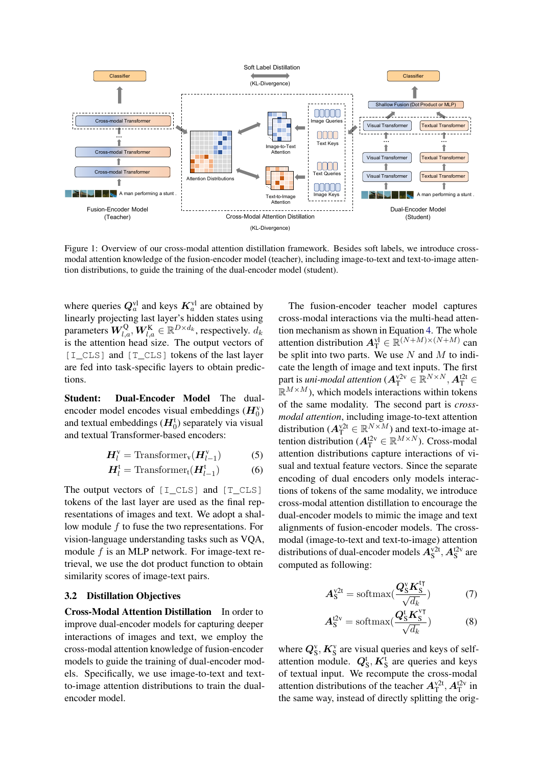Figure 1: Overview of our cross-modal attention distillation framework. Besides soft labels, we introduce cross-modal attention knowledge of the fusion-encoder model (teacher), including image-to-text and text-to-image attention distributions, to guide the training of the dual-encoder model (student).

where queries $\boldsymbol{Q}_a^{\mathrm{vl}}$ and keys $\boldsymbol{K}_a^{\mathrm{vl}}$ are obtained by linearly projecting last layer's hidden states using parameters $\boldsymbol{W}_{l,a}^{\mathrm{Q}}, \boldsymbol{W}_{l,a}^{\mathrm{K}} \in \mathbb{R}^{D \times d_k}$, respectively. $d_k$ is the attention head size. The output vectors of `[I_CLS]` and `[T_CLS]` tokens of the last layer are fed into task-specific layers to obtain predictions.

**Student: Dual-Encoder Model** The dual-encoder model encodes visual embeddings ($\boldsymbol{H}_0^{\mathrm{v}}$) and textual embeddings ($\boldsymbol{H}_0^{\mathrm{t}}$) separately via visual and textual Transformer-based encoders:

$$\boldsymbol{H}_l^{\mathrm{v}} = \mathrm{Transformer}_{\mathrm{v}}(\boldsymbol{H}_{l-1}^{\mathrm{v}}) \tag{5}$$

$$\boldsymbol{H}_l^{\mathrm{t}} = \mathrm{Transformer}_{\mathrm{t}}(\boldsymbol{H}_{l-1}^{\mathrm{t}}) \tag{6}$$

The output vectors of `[I_CLS]` and `[T_CLS]` tokens of the last layer are used as the final representations of images and text. We adopt a shallow module $f$ to fuse the two representations. For vision-language understanding tasks such as VQA, module $f$ is an MLP network. For image-text retrieval, we use the dot product function to obtain similarity scores of image-text pairs.

### 3.2 Distillation Objectives

**Cross-Modal Attention Distillation** In order to improve dual-encoder models for capturing deeper interactions of images and text, we employ the cross-modal attention knowledge of fusion-encoder models to guide the training of dual-encoder models. Specifically, we use image-to-text and text-to-image attention distributions to train the dual-encoder model.

The fusion-encoder teacher model captures cross-modal interactions via the multi-head attention mechanism as shown in Equation 4. The whole attention distribution $\boldsymbol{A}_{\mathrm{T}}^{\mathrm{vl}} \in \mathbb{R}^{(N+M)\times(N+M)}$ can be split into two parts. We use $N$ and $M$ to indicate the length of image and text inputs. The first part is *uni-modal attention* ($\boldsymbol{A}_{\mathrm{T}}^{\mathrm{v2v}} \in \mathbb{R}^{N\times N}$, $\boldsymbol{A}_{\mathrm{T}}^{\mathrm{t2t}} \in \mathbb{R}^{M\times M}$), which models interactions within tokens of the same modality. The second part is *cross-modal attention*, including image-to-text attention distribution ($\boldsymbol{A}_{\mathrm{T}}^{\mathrm{v2t}} \in \mathbb{R}^{N\times M}$) and text-to-image attention distribution ($\boldsymbol{A}_{\mathrm{T}}^{\mathrm{t2v}} \in \mathbb{R}^{M\times N}$). Cross-modal attention distributions capture interactions of visual and textual feature vectors. Since the separate encoding of dual encoders only models interactions of tokens of the same modality, we introduce the cross-modal attention distillation to encourage the dual-encoder models to mimic the image and text alignments of fusion-encoder models. The cross-modal (image-to-text and text-to-image) attention distributions of dual-encoder models $\boldsymbol{A}_{\mathrm{S}}^{\mathrm{v2t}}, \boldsymbol{A}_{\mathrm{S}}^{\mathrm{t2v}}$ are computed as following:

$$\boldsymbol{A}_{\mathrm{S}}^{\mathrm{v2t}} = \mathrm{softmax}\left(\frac{\boldsymbol{Q}_{\mathrm{S}}^{\mathrm{v}} \boldsymbol{K}_{\mathrm{S}}^{\mathrm{t}\top}}{\sqrt{d_k}}\right) \tag{7}$$

$$\boldsymbol{A}_{\mathrm{S}}^{\mathrm{t2v}} = \mathrm{softmax}\left(\frac{\boldsymbol{Q}_{\mathrm{S}}^{\mathrm{t}} \boldsymbol{K}_{\mathrm{S}}^{\mathrm{v}\top}}{\sqrt{d_k}}\right) \tag{8}$$

where $\boldsymbol{Q}_{\mathrm{S}}^{\mathrm{v}}, \boldsymbol{K}_{\mathrm{S}}^{\mathrm{v}}$ are visual queries and keys of self-attention module. $\boldsymbol{Q}_{\mathrm{S}}^{\mathrm{t}}, \boldsymbol{K}_{\mathrm{S}}^{\mathrm{t}}$ are queries and keys of textual input. We recompute the cross-modal attention distributions of the teacher $\boldsymbol{A}_{\mathrm{T}}^{\mathrm{v2t}}, \boldsymbol{A}_{\mathrm{T}}^{\mathrm{t2v}}$ in the same way, instead of directly splitting the orig-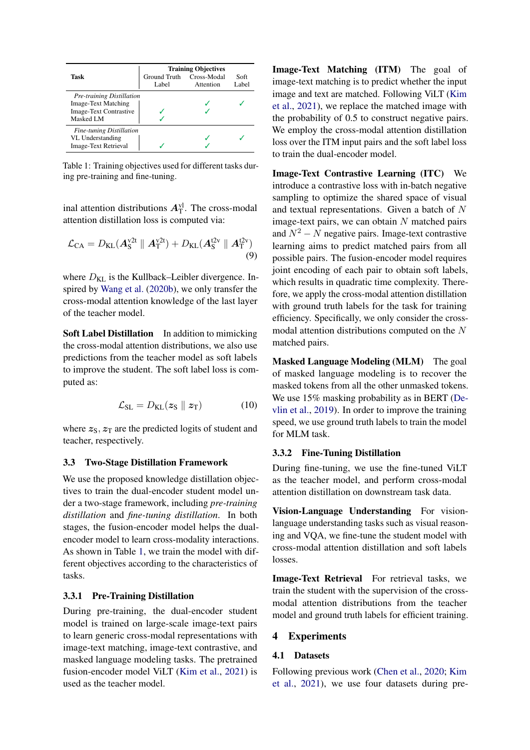| Task | Training Objectives | | |
|---|---|---|---|
| | Ground Truth Label | Cross-Modal Attention | Soft Label |
| *Pre-training Distillation* | | | |
| Image-Text Matching | | ✓ | ✓ |
| Image-Text Contrastive | ✓ | ✓ | |
| Masked LM | ✓ | | |
| *Fine-tuning Distillation* | | | |
| VL Understanding | | ✓ | ✓ |
| Image-Text Retrieval | ✓ | ✓ | |

Table 1: Training objectives used for different tasks during pre-training and fine-tuning.

inal attention distributions $\boldsymbol{A}_{\mathrm{T}}^{\mathrm{vl}}$. The cross-modal attention distillation loss is computed via:

$$\mathcal{L}_{\mathrm{CA}} = D_{\mathrm{KL}}(\boldsymbol{A}_{\mathrm{S}}^{\mathrm{v2t}} \parallel \boldsymbol{A}_{\mathrm{T}}^{\mathrm{v2t}}) + D_{\mathrm{KL}}(\boldsymbol{A}_{\mathrm{S}}^{\mathrm{t2v}} \parallel \boldsymbol{A}_{\mathrm{T}}^{\mathrm{t2v}}) \tag{9}$$

where $D_{\mathrm{KL}}$ is the Kullback–Leibler divergence. Inspired by Wang et al. (2020b), we only transfer the cross-modal attention knowledge of the last layer of the teacher model.

**Soft Label Distillation** In addition to mimicking the cross-modal attention distributions, we also use predictions from the teacher model as soft labels to improve the student. The soft label loss is computed as:

$$\mathcal{L}_{\mathrm{SL}} = D_{\mathrm{KL}}(\boldsymbol{z}_{\mathrm{S}} \parallel \boldsymbol{z}_{\mathrm{T}}) \tag{10}$$

where $\boldsymbol{z}_{\mathrm{S}}, \boldsymbol{z}_{\mathrm{T}}$ are the predicted logits of student and teacher, respectively.

### 3.3 Two-Stage Distillation Framework

We use the proposed knowledge distillation objectives to train the dual-encoder student model under a two-stage framework, including *pre-training distillation* and *fine-tuning distillation*. In both stages, the fusion-encoder model helps the dual-encoder model to learn cross-modality interactions. As shown in Table 1, we train the model with different objectives according to the characteristics of tasks.

#### 3.3.1 Pre-Training Distillation

During pre-training, the dual-encoder student model is trained on large-scale image-text pairs to learn generic cross-modal representations with image-text matching, image-text contrastive, and masked language modeling tasks. The pretrained fusion-encoder model ViLT (Kim et al., 2021) is used as the teacher model.

**Image-Text Matching (ITM)** The goal of image-text matching is to predict whether the input image and text are matched. Following ViLT (Kim et al., 2021), we replace the matched image with the probability of 0.5 to construct negative pairs. We employ the cross-modal attention distillation loss over the ITM input pairs and the soft label loss to train the dual-encoder model.

**Image-Text Contrastive Learning (ITC)** We introduce a contrastive loss with in-batch negative sampling to optimize the shared space of visual and textual representations. Given a batch of $N$ image-text pairs, we can obtain $N$ matched pairs and $N^2 - N$ negative pairs. Image-text contrastive learning aims to predict matched pairs from all possible pairs. The fusion-encoder model requires joint encoding of each pair to obtain soft labels, which results in quadratic time complexity. Therefore, we apply the cross-modal attention distillation with ground truth labels for the task for training efficiency. Specifically, we only consider the cross-modal attention distributions computed on the $N$ matched pairs.

**Masked Language Modeling (MLM)** The goal of masked language modeling is to recover the masked tokens from all the other unmasked tokens. We use 15% masking probability as in BERT (Devlin et al., 2019). In order to improve the training speed, we use ground truth labels to train the model for MLM task.

#### 3.3.2 Fine-Tuning Distillation

During fine-tuning, we use the fine-tuned ViLT as the teacher model, and perform cross-modal attention distillation on downstream task data.

**Vision-Language Understanding** For vision-language understanding tasks such as visual reasoning and VQA, we fine-tune the student model with cross-modal attention distillation and soft labels losses.

**Image-Text Retrieval** For retrieval tasks, we train the student with the supervision of the cross-modal attention distributions from the teacher model and ground truth labels for efficient training.

## 4 Experiments

### 4.1 Datasets

Following previous work (Chen et al., 2020; Kim et al., 2021), we use four datasets during pre-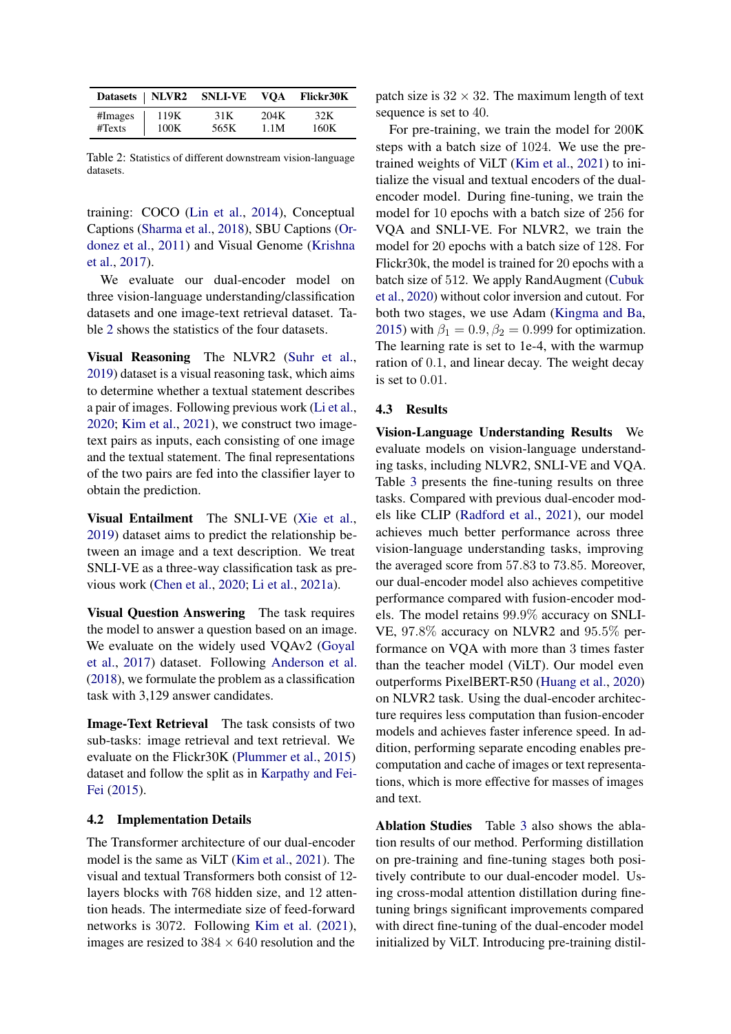| Datasets | NLVR2 | SNLI-VE | VQA | Flickr30K |
|---|---|---|---|---|
| #Images | 119K | 31K | 204K | 32K |
| #Texts | 100K | 565K | 1.1M | 160K |

Table 2: Statistics of different downstream vision-language datasets.

training: COCO (Lin et al., 2014), Conceptual Captions (Sharma et al., 2018), SBU Captions (Ordonez et al., 2011) and Visual Genome (Krishna et al., 2017).

We evaluate our dual-encoder model on three vision-language understanding/classification datasets and one image-text retrieval dataset. Table 2 shows the statistics of the four datasets.

**Visual Reasoning** The NLVR2 (Suhr et al., 2019) dataset is a visual reasoning task, which aims to determine whether a textual statement describes a pair of images. Following previous work (Li et al., 2020; Kim et al., 2021), we construct two image-text pairs as inputs, each consisting of one image and the textual statement. The final representations of the two pairs are fed into the classifier layer to obtain the prediction.

**Visual Entailment** The SNLI-VE (Xie et al., 2019) dataset aims to predict the relationship between an image and a text description. We treat SNLI-VE as a three-way classification task as previous work (Chen et al., 2020; Li et al., 2021a).

**Visual Question Answering** The task requires the model to answer a question based on an image. We evaluate on the widely used VQAv2 (Goyal et al., 2017) dataset. Following Anderson et al. (2018), we formulate the problem as a classification task with 3,129 answer candidates.

**Image-Text Retrieval** The task consists of two sub-tasks: image retrieval and text retrieval. We evaluate on the Flickr30K (Plummer et al., 2015) dataset and follow the split as in Karpathy and Fei-Fei (2015).

## 4.2 Implementation Details

The Transformer architecture of our dual-encoder model is the same as ViLT (Kim et al., 2021). The visual and textual Transformers both consist of 12-layers blocks with 768 hidden size, and 12 attention heads. The intermediate size of feed-forward networks is 3072. Following Kim et al. (2021), images are resized to $384 \times 640$ resolution and the patch size is $32 \times 32$. The maximum length of text sequence is set to 40.

For pre-training, we train the model for 200K steps with a batch size of 1024. We use the pre-trained weights of ViLT (Kim et al., 2021) to initialize the visual and textual encoders of the dual-encoder model. During fine-tuning, we train the model for 10 epochs with a batch size of 256 for VQA and SNLI-VE. For NLVR2, we train the model for 20 epochs with a batch size of 128. For Flickr30k, the model is trained for 20 epochs with a batch size of 512. We apply RandAugment (Cubuk et al., 2020) without color inversion and cutout. For both two stages, we use Adam (Kingma and Ba, 2015) with $\beta_1 = 0.9, \beta_2 = 0.999$ for optimization. The learning rate is set to 1e-4, with the warmup ration of 0.1, and linear decay. The weight decay is set to 0.01.

## 4.3 Results

**Vision-Language Understanding Results** We evaluate models on vision-language understanding tasks, including NLVR2, SNLI-VE and VQA. Table 3 presents the fine-tuning results on three tasks. Compared with previous dual-encoder models like CLIP (Radford et al., 2021), our model achieves much better performance across three vision-language understanding tasks, improving the averaged score from 57.83 to 73.85. Moreover, our dual-encoder model also achieves competitive performance compared with fusion-encoder models. The model retains 99.9% accuracy on SNLI-VE, 97.8% accuracy on NLVR2 and 95.5% performance on VQA with more than 3 times faster than the teacher model (ViLT). Our model even outperforms PixelBERT-R50 (Huang et al., 2020) on NLVR2 task. Using the dual-encoder architecture requires less computation than fusion-encoder models and achieves faster inference speed. In addition, performing separate encoding enables pre-computation and cache of images or text representations, which is more effective for masses of images and text.

**Ablation Studies** Table 3 also shows the ablation results of our method. Performing distillation on pre-training and fine-tuning stages both positively contribute to our dual-encoder model. Using cross-modal attention distillation during fine-tuning brings significant improvements compared with direct fine-tuning of the dual-encoder model initialized by ViLT. Introducing pre-training distil-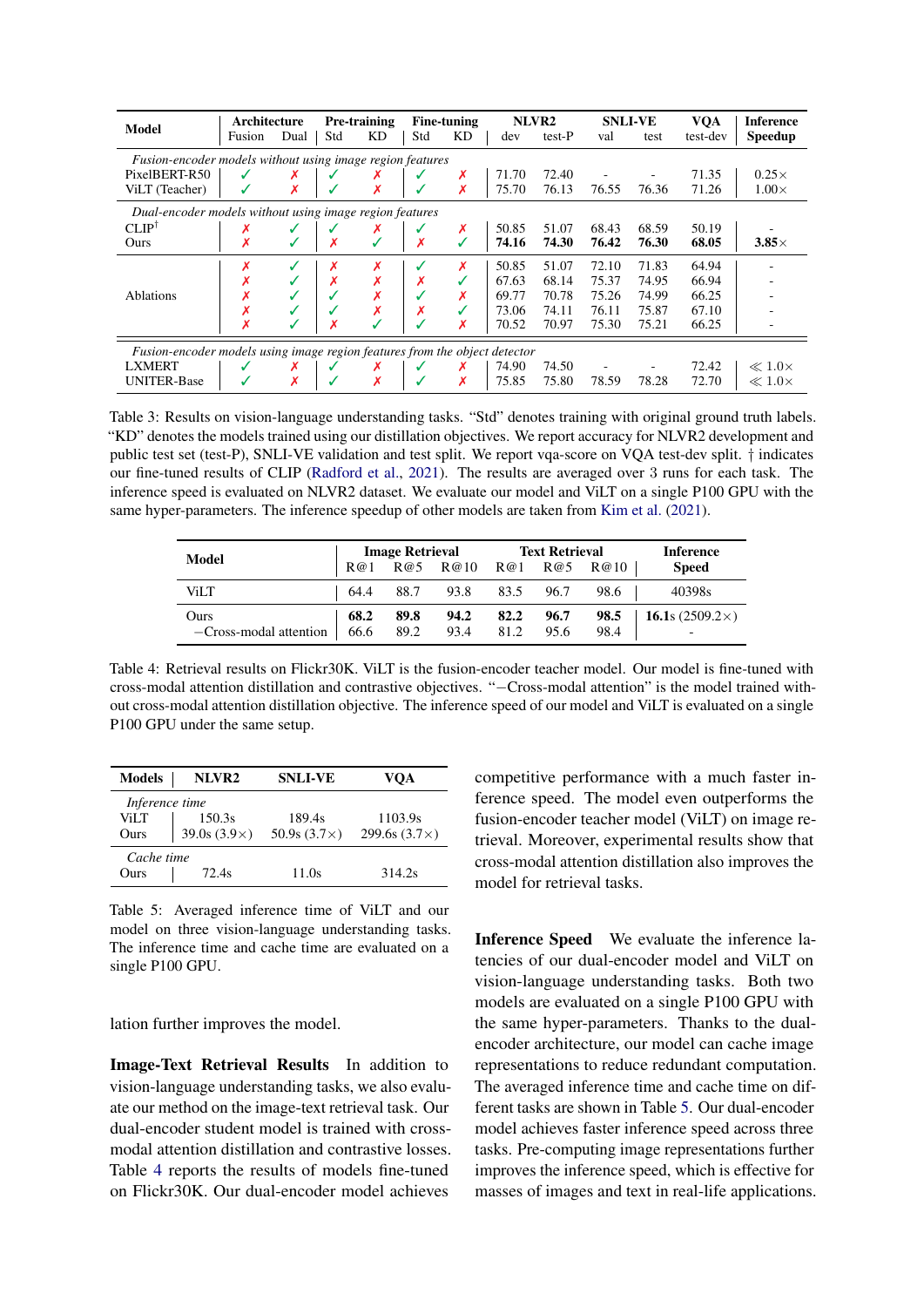| Model | Architecture | | Pre-training | | Fine-tuning | | NLVR2 | | SNLI-VE | | VQA | Inference |
|---|---|---|---|---|---|---|---|---|---|---|---|---|
| | Fusion | Dual | Std | KD | Std | KD | dev | test-P | val | test | test-dev | Speedup |
| *Fusion-encoder models without using image region features* | | | | | | | | | | | | |
| PixelBERT-R50 | ✓ | ✗ | ✓ | ✗ | ✓ | ✗ | 71.70 | 72.40 | - | - | 71.35 | 0.25× |
| ViLT (Teacher) | ✓ | ✗ | ✓ | ✗ | ✓ | ✗ | 75.70 | 76.13 | 76.55 | 76.36 | 71.26 | 1.00× |
| *Dual-encoder models without using image region features* | | | | | | | | | | | | |
| CLIP† | ✗ | ✓ | ✓ | ✗ | ✓ | ✗ | 50.85 | 51.07 | 68.43 | 68.59 | 50.19 | - |
| Ours | ✗ | ✓ | ✗ | ✓ | ✗ | ✓ | **74.16** | **74.30** | **76.42** | **76.30** | **68.05** | **3.85**× |
| Ablations | ✗ | ✓ | ✗ | ✗ | ✓ | ✗ | 50.85 | 51.07 | 72.10 | 71.83 | 64.94 | - |
| | ✗ | ✓ | ✗ | ✗ | ✗ | ✓ | 67.63 | 68.14 | 75.37 | 74.95 | 66.94 | - |
| | ✗ | ✓ | ✓ | ✗ | ✓ | ✗ | 69.77 | 70.78 | 75.26 | 74.99 | 66.25 | - |
| | ✗ | ✓ | ✓ | ✗ | ✗ | ✓ | 73.06 | 74.11 | 76.11 | 75.87 | 67.10 | - |
| | ✗ | ✓ | ✗ | ✓ | ✓ | ✗ | 70.52 | 70.97 | 75.30 | 75.21 | 66.25 | - |
| *Fusion-encoder models using image region features from the object detector* | | | | | | | | | | | | |
| LXMERT | ✓ | ✗ | ✓ | ✗ | ✓ | ✗ | 74.90 | 74.50 | - | - | 72.42 | ≪ 1.0× |
| UNITER-Base | ✓ | ✗ | ✓ | ✗ | ✓ | ✗ | 75.85 | 75.80 | 78.59 | 78.28 | 72.70 | ≪ 1.0× |

Table 3: Results on vision-language understanding tasks. "Std" denotes training with original ground truth labels. "KD" denotes the models trained using our distillation objectives. We report accuracy for NLVR2 development and public test set (test-P), SNLI-VE validation and test split. We report vqa-score on VQA test-dev split. † indicates our fine-tuned results of CLIP (Radford et al., 2021). The results are averaged over 3 runs for each task. The inference speed is evaluated on NLVR2 dataset. We evaluate our model and ViLT on a single P100 GPU with the same hyper-parameters. The inference speedup of other models are taken from Kim et al. (2021).

| Model | Image Retrieval | | | Text Retrieval | | | Inference |
|---|---|---|---|---|---|---|---|
| | R@1 | R@5 | R@10 | R@1 | R@5 | R@10 | Speed |
| ViLT | 64.4 | 88.7 | 93.8 | 83.5 | 96.7 | 98.6 | 40398s |
| Ours | **68.2** | **89.8** | **94.2** | **82.2** | **96.7** | **98.5** | **16.1**s (2509.2×) |
| −Cross-modal attention | 66.6 | 89.2 | 93.4 | 81.2 | 95.6 | 98.4 | - |

Table 4: Retrieval results on Flickr30K. ViLT is the fusion-encoder teacher model. Our model is fine-tuned with cross-modal attention distillation and contrastive objectives. "−Cross-modal attention" is the model trained without cross-modal attention distillation objective. The inference speed of our model and ViLT is evaluated on a single P100 GPU under the same setup.

| Models | NLVR2 | SNLI-VE | VQA |
|---|---|---|---|
| *Inference time* | | | |
| ViLT | 150.3s | 189.4s | 1103.9s |
| Ours | 39.0s (3.9×) | 50.9s (3.7×) | 299.6s (3.7×) |
| *Cache time* | | | |
| Ours | 72.4s | 11.0s | 314.2s |

Table 5: Averaged inference time of ViLT and our model on three vision-language understanding tasks. The inference time and cache time are evaluated on a single P100 GPU.

lation further improves the model.

**Image-Text Retrieval Results** In addition to vision-language understanding tasks, we also evaluate our method on the image-text retrieval task. Our dual-encoder student model is trained with cross-modal attention distillation and contrastive losses. Table 4 reports the results of models fine-tuned on Flickr30K. Our dual-encoder model achieves competitive performance with a much faster inference speed. The model even outperforms the fusion-encoder teacher model (ViLT) on image retrieval. Moreover, experimental results show that cross-modal attention distillation also improves the model for retrieval tasks.

**Inference Speed** We evaluate the inference latencies of our dual-encoder model and ViLT on vision-language understanding tasks. Both two models are evaluated on a single P100 GPU with the same hyper-parameters. Thanks to the dual-encoder architecture, our model can cache image representations to reduce redundant computation. The averaged inference time and cache time on different tasks are shown in Table 5. Our dual-encoder model achieves faster inference speed across three tasks. Pre-computing image representations further improves the inference speed, which is effective for masses of images and text in real-life applications.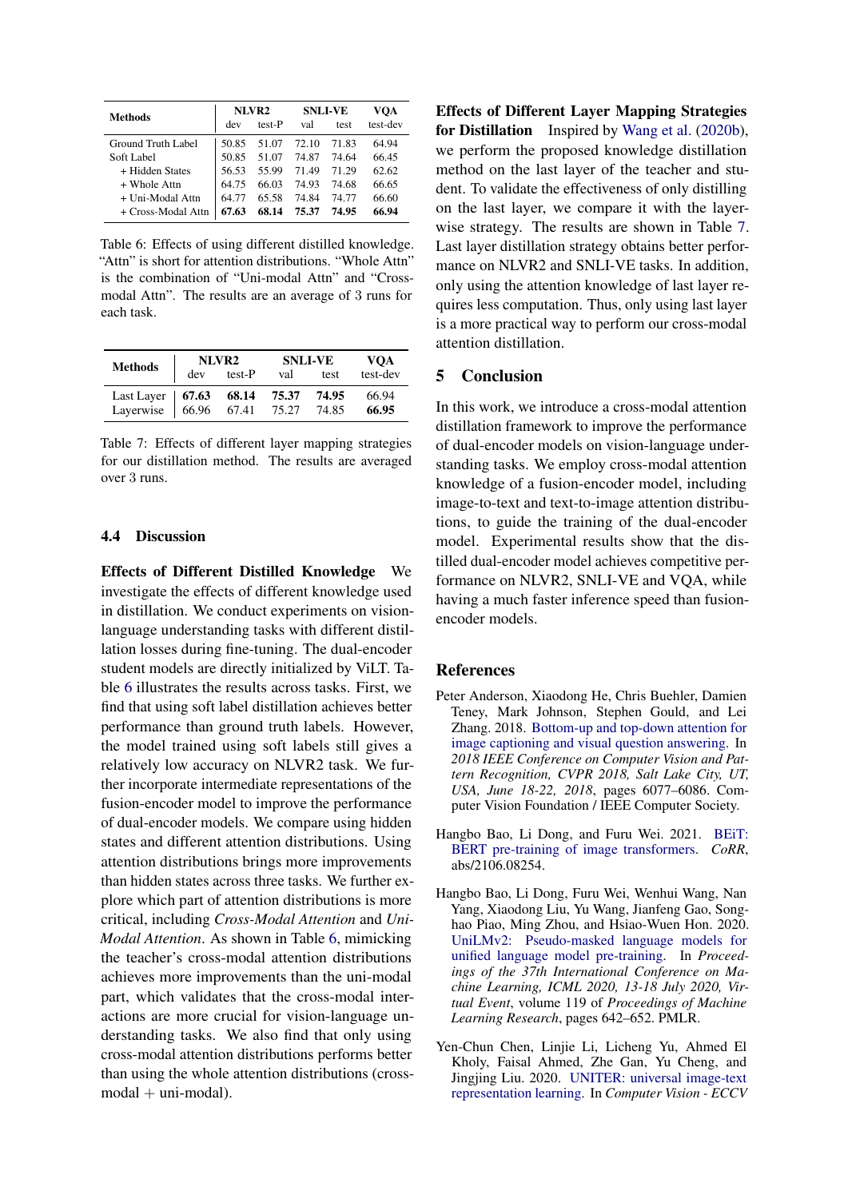| Methods | NLVR2 | | SNLI-VE | | VQA |
|---|---|---|---|---|---|
| | dev | test-P | val | test | test-dev |
| Ground Truth Label | 50.85 | 51.07 | 72.10 | 71.83 | 64.94 |
| Soft Label | 50.85 | 51.07 | 74.87 | 74.64 | 66.45 |
| + Hidden States | 56.53 | 55.99 | 71.49 | 71.29 | 62.62 |
| + Whole Attn | 64.75 | 66.03 | 74.93 | 74.68 | 66.65 |
| + Uni-Modal Attn | 64.77 | 65.58 | 74.84 | 74.77 | 66.60 |
| + Cross-Modal Attn | **67.63** | **68.14** | **75.37** | **74.95** | **66.94** |

Table 6: Effects of using different distilled knowledge. "Attn" is short for attention distributions. "Whole Attn" is the combination of "Uni-modal Attn" and "Cross-modal Attn". The results are an average of 3 runs for each task.

| Methods | NLVR2 | | SNLI-VE | | VQA |
|---|---|---|---|---|---|
| | dev | test-P | val | test | test-dev |
| Last Layer | **67.63** | **68.14** | **75.37** | **74.95** | 66.94 |
| Layerwise | 66.96 | 67.41 | 75.27 | 74.85 | **66.95** |

Table 7: Effects of different layer mapping strategies for our distillation method. The results are averaged over 3 runs.

### 4.4 Discussion

**Effects of Different Distilled Knowledge** We investigate the effects of different knowledge used in distillation. We conduct experiments on vision-language understanding tasks with different distillation losses during fine-tuning. The dual-encoder student models are directly initialized by ViLT. Table 6 illustrates the results across tasks. First, we find that using soft label distillation achieves better performance than ground truth labels. However, the model trained using soft labels still gives a relatively low accuracy on NLVR2 task. We further incorporate intermediate representations of the fusion-encoder model to improve the performance of dual-encoder models. We compare using hidden states and different attention distributions. Using attention distributions brings more improvements than hidden states across three tasks. We further explore which part of attention distributions is more critical, including *Cross-Modal Attention* and *Uni-Modal Attention*. As shown in Table 6, mimicking the teacher's cross-modal attention distributions achieves more improvements than the uni-modal part, which validates that the cross-modal interactions are more crucial for vision-language understanding tasks. We also find that only using cross-modal attention distributions performs better than using the whole attention distributions (cross-modal + uni-modal).

**Effects of Different Layer Mapping Strategies for Distillation** Inspired by Wang et al. (2020b), we perform the proposed knowledge distillation method on the last layer of the teacher and student. To validate the effectiveness of only distilling on the last layer, we compare it with the layer-wise strategy. The results are shown in Table 7. Last layer distillation strategy obtains better performance on NLVR2 and SNLI-VE tasks. In addition, only using the attention knowledge of last layer requires less computation. Thus, only using last layer is a more practical way to perform our cross-modal attention distillation.

## 5 Conclusion

In this work, we introduce a cross-modal attention distillation framework to improve the performance of dual-encoder models on vision-language understanding tasks. We employ cross-modal attention knowledge of a fusion-encoder model, including image-to-text and text-to-image attention distributions, to guide the training of the dual-encoder model. Experimental results show that the distilled dual-encoder model achieves competitive performance on NLVR2, SNLI-VE and VQA, while having a much faster inference speed than fusion-encoder models.

## References

Peter Anderson, Xiaodong He, Chris Buehler, Damien Teney, Mark Johnson, Stephen Gould, and Lei Zhang. 2018. Bottom-up and top-down attention for image captioning and visual question answering. In *2018 IEEE Conference on Computer Vision and Pattern Recognition, CVPR 2018, Salt Lake City, UT, USA, June 18-22, 2018*, pages 6077–6086. Computer Vision Foundation / IEEE Computer Society.

Hangbo Bao, Li Dong, and Furu Wei. 2021. BEiT: BERT pre-training of image transformers. *CoRR*, abs/2106.08254.

Hangbo Bao, Li Dong, Furu Wei, Wenhui Wang, Nan Yang, Xiaodong Liu, Yu Wang, Jianfeng Gao, Songhao Piao, Ming Zhou, and Hsiao-Wuen Hon. 2020. UniLMv2: Pseudo-masked language models for unified language model pre-training. In *Proceedings of the 37th International Conference on Machine Learning, ICML 2020, 13-18 July 2020, Virtual Event*, volume 119 of *Proceedings of Machine Learning Research*, pages 642–652. PMLR.

Yen-Chun Chen, Linjie Li, Licheng Yu, Ahmed El Kholy, Faisal Ahmed, Zhe Gan, Yu Cheng, and Jingjing Liu. 2020. UNITER: universal image-text representation learning. In *Computer Vision - ECCV*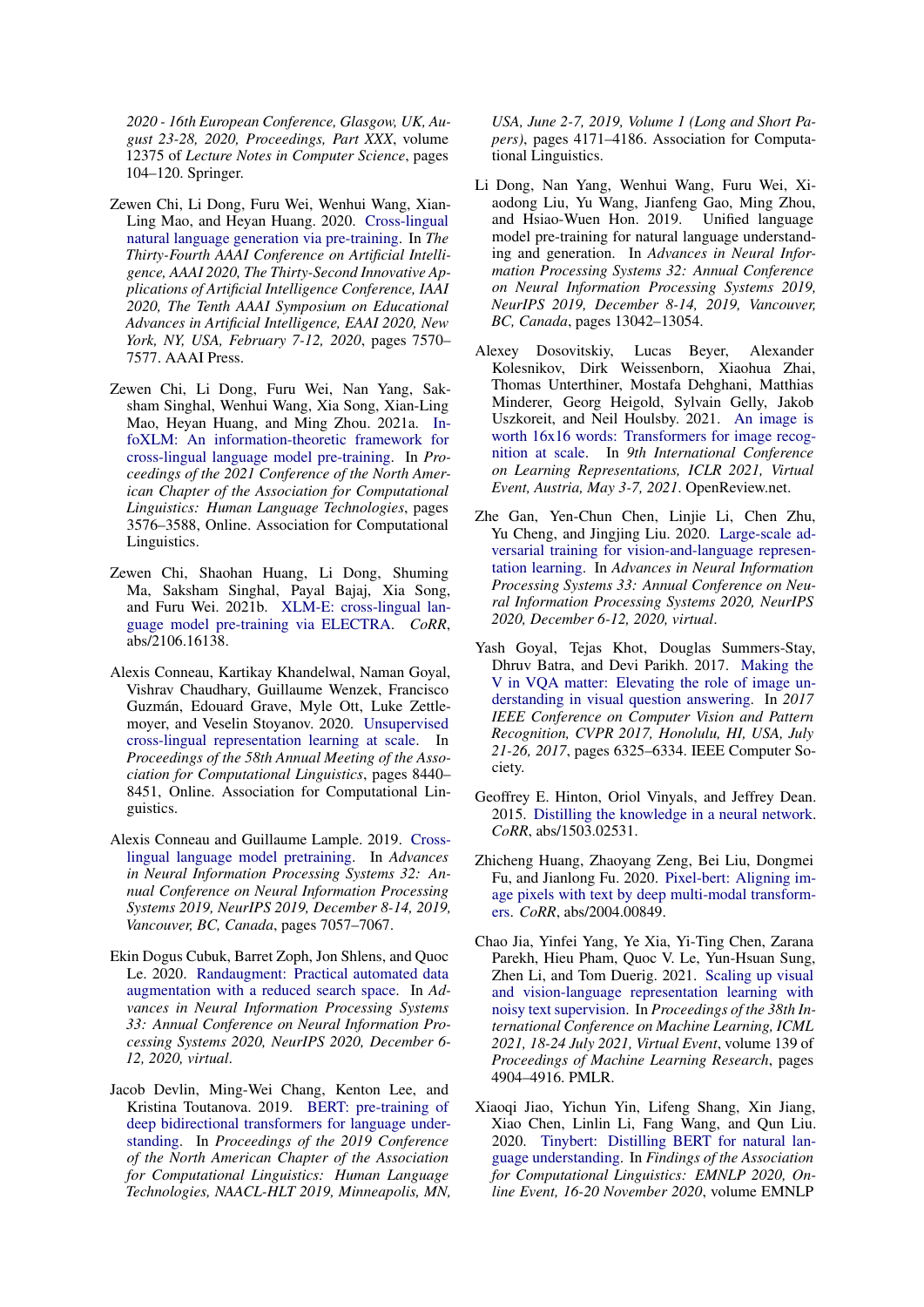2020 - 16th European Conference, Glasgow, UK, August 23-28, 2020, Proceedings, Part XXX*, volume 12375 of *Lecture Notes in Computer Science*, pages 104–120. Springer.

Zewen Chi, Li Dong, Furu Wei, Wenhui Wang, Xian-Ling Mao, and Heyan Huang. 2020. Cross-lingual natural language generation via pre-training. In *The Thirty-Fourth AAAI Conference on Artificial Intelligence, AAAI 2020, The Thirty-Second Innovative Applications of Artificial Intelligence Conference, IAAI 2020, The Tenth AAAI Symposium on Educational Advances in Artificial Intelligence, EAAI 2020, New York, NY, USA, February 7-12, 2020*, pages 7570–7577. AAAI Press.

Zewen Chi, Li Dong, Furu Wei, Nan Yang, Saksham Singhal, Wenhui Wang, Xia Song, Xian-Ling Mao, Heyan Huang, and Ming Zhou. 2021a. InfoXLM: An information-theoretic framework for cross-lingual language model pre-training. In *Proceedings of the 2021 Conference of the North American Chapter of the Association for Computational Linguistics: Human Language Technologies*, pages 3576–3588, Online. Association for Computational Linguistics.

Zewen Chi, Shaohan Huang, Li Dong, Shuming Ma, Saksham Singhal, Payal Bajaj, Xia Song, and Furu Wei. 2021b. XLM-E: cross-lingual language model pre-training via ELECTRA. *CoRR*, abs/2106.16138.

Alexis Conneau, Kartikay Khandelwal, Naman Goyal, Vishrav Chaudhary, Guillaume Wenzek, Francisco Guzmán, Edouard Grave, Myle Ott, Luke Zettlemoyer, and Veselin Stoyanov. 2020. Unsupervised cross-lingual representation learning at scale. In *Proceedings of the 58th Annual Meeting of the Association for Computational Linguistics*, pages 8440–8451, Online. Association for Computational Linguistics.

Alexis Conneau and Guillaume Lample. 2019. Cross-lingual language model pretraining. In *Advances in Neural Information Processing Systems 32: Annual Conference on Neural Information Processing Systems 2019, NeurIPS 2019, December 8-14, 2019, Vancouver, BC, Canada*, pages 7057–7067.

Ekin Dogus Cubuk, Barret Zoph, Jon Shlens, and Quoc Le. 2020. Randaugment: Practical automated data augmentation with a reduced search space. In *Advances in Neural Information Processing Systems 33: Annual Conference on Neural Information Processing Systems 2020, NeurIPS 2020, December 6-12, 2020, virtual*.

Jacob Devlin, Ming-Wei Chang, Kenton Lee, and Kristina Toutanova. 2019. BERT: pre-training of deep bidirectional transformers for language understanding. In *Proceedings of the 2019 Conference of the North American Chapter of the Association for Computational Linguistics: Human Language Technologies, NAACL-HLT 2019, Minneapolis, MN, USA, June 2-7, 2019, Volume 1 (Long and Short Papers)*, pages 4171–4186. Association for Computational Linguistics.

Li Dong, Nan Yang, Wenhui Wang, Furu Wei, Xiaodong Liu, Yu Wang, Jianfeng Gao, Ming Zhou, and Hsiao-Wuen Hon. 2019. Unified language model pre-training for natural language understanding and generation. In *Advances in Neural Information Processing Systems 32: Annual Conference on Neural Information Processing Systems 2019, NeurIPS 2019, December 8-14, 2019, Vancouver, BC, Canada*, pages 13042–13054.

Alexey Dosovitskiy, Lucas Beyer, Alexander Kolesnikov, Dirk Weissenborn, Xiaohua Zhai, Thomas Unterthiner, Mostafa Dehghani, Matthias Minderer, Georg Heigold, Sylvain Gelly, Jakob Uszkoreit, and Neil Houlsby. 2021. An image is worth 16x16 words: Transformers for image recognition at scale. In *9th International Conference on Learning Representations, ICLR 2021, Virtual Event, Austria, May 3-7, 2021*. OpenReview.net.

Zhe Gan, Yen-Chun Chen, Linjie Li, Chen Zhu, Yu Cheng, and Jingjing Liu. 2020. Large-scale adversarial training for vision-and-language representation learning. In *Advances in Neural Information Processing Systems 33: Annual Conference on Neural Information Processing Systems 2020, NeurIPS 2020, December 6-12, 2020, virtual*.

Yash Goyal, Tejas Khot, Douglas Summers-Stay, Dhruv Batra, and Devi Parikh. 2017. Making the V in VQA matter: Elevating the role of image understanding in visual question answering. In *2017 IEEE Conference on Computer Vision and Pattern Recognition, CVPR 2017, Honolulu, HI, USA, July 21-26, 2017*, pages 6325–6334. IEEE Computer Society.

Geoffrey E. Hinton, Oriol Vinyals, and Jeffrey Dean. 2015. Distilling the knowledge in a neural network. *CoRR*, abs/1503.02531.

Zhicheng Huang, Zhaoyang Zeng, Bei Liu, Dongmei Fu, and Jianlong Fu. 2020. Pixel-bert: Aligning image pixels with text by deep multi-modal transformers. *CoRR*, abs/2004.00849.

Chao Jia, Yinfei Yang, Ye Xia, Yi-Ting Chen, Zarana Parekh, Hieu Pham, Quoc V. Le, Yun-Hsuan Sung, Zhen Li, and Tom Duerig. 2021. Scaling up visual and vision-language representation learning with noisy text supervision. In *Proceedings of the 38th International Conference on Machine Learning, ICML 2021, 18-24 July 2021, Virtual Event*, volume 139 of *Proceedings of Machine Learning Research*, pages 4904–4916. PMLR.

Xiaoqi Jiao, Yichun Yin, Lifeng Shang, Xin Jiang, Xiao Chen, Linlin Li, Fang Wang, and Qun Liu. 2020. Tinybert: Distilling BERT for natural language understanding. In *Findings of the Association for Computational Linguistics: EMNLP 2020, Online Event, 16-20 November 2020*, volume EMNLP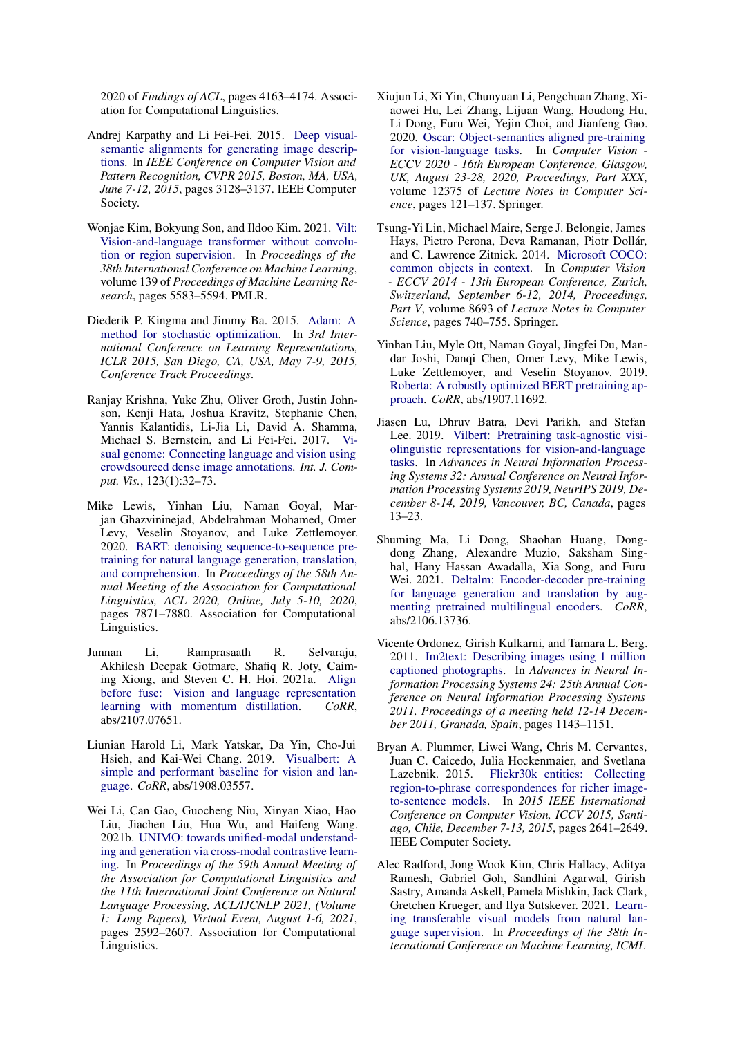2020 of *Findings of ACL*, pages 4163–4174. Association for Computational Linguistics.

Andrej Karpathy and Li Fei-Fei. 2015. Deep visual-semantic alignments for generating image descriptions. In *IEEE Conference on Computer Vision and Pattern Recognition, CVPR 2015, Boston, MA, USA, June 7-12, 2015*, pages 3128–3137. IEEE Computer Society.

Wonjae Kim, Bokyung Son, and Ildoo Kim. 2021. Vilt: Vision-and-language transformer without convolution or region supervision. In *Proceedings of the 38th International Conference on Machine Learning*, volume 139 of *Proceedings of Machine Learning Research*, pages 5583–5594. PMLR.

Diederik P. Kingma and Jimmy Ba. 2015. Adam: A method for stochastic optimization. In *3rd International Conference on Learning Representations, ICLR 2015, San Diego, CA, USA, May 7-9, 2015, Conference Track Proceedings*.

Ranjay Krishna, Yuke Zhu, Oliver Groth, Justin Johnson, Kenji Hata, Joshua Kravitz, Stephanie Chen, Yannis Kalantidis, Li-Jia Li, David A. Shamma, Michael S. Bernstein, and Li Fei-Fei. 2017. Visual genome: Connecting language and vision using crowdsourced dense image annotations. *Int. J. Comput. Vis.*, 123(1):32–73.

Mike Lewis, Yinhan Liu, Naman Goyal, Marjan Ghazvininejad, Abdelrahman Mohamed, Omer Levy, Veselin Stoyanov, and Luke Zettlemoyer. 2020. BART: denoising sequence-to-sequence pre-training for natural language generation, translation, and comprehension. In *Proceedings of the 58th Annual Meeting of the Association for Computational Linguistics, ACL 2020, Online, July 5-10, 2020*, pages 7871–7880. Association for Computational Linguistics.

Junnan Li, Ramprasaath R. Selvaraju, Akhilesh Deepak Gotmare, Shafiq R. Joty, Caiming Xiong, and Steven C. H. Hoi. 2021a. Align before fuse: Vision and language representation learning with momentum distillation. *CoRR*, abs/2107.07651.

Liunian Harold Li, Mark Yatskar, Da Yin, Cho-Jui Hsieh, and Kai-Wei Chang. 2019. Visualbert: A simple and performant baseline for vision and language. *CoRR*, abs/1908.03557.

Wei Li, Can Gao, Guocheng Niu, Xinyan Xiao, Hao Liu, Jiachen Liu, Hua Wu, and Haifeng Wang. 2021b. UNIMO: towards unified-modal understanding and generation via cross-modal contrastive learning. In *Proceedings of the 59th Annual Meeting of the Association for Computational Linguistics and the 11th International Joint Conference on Natural Language Processing, ACL/IJCNLP 2021, (Volume 1: Long Papers), Virtual Event, August 1-6, 2021*, pages 2592–2607. Association for Computational Linguistics.

Xiujun Li, Xi Yin, Chunyuan Li, Pengchuan Zhang, Xiaowei Hu, Lei Zhang, Lijuan Wang, Houdong Hu, Li Dong, Furu Wei, Yejin Choi, and Jianfeng Gao. 2020. Oscar: Object-semantics aligned pre-training for vision-language tasks. In *Computer Vision - ECCV 2020 - 16th European Conference, Glasgow, UK, August 23-28, 2020, Proceedings, Part XXX*, volume 12375 of *Lecture Notes in Computer Science*, pages 121–137. Springer.

Tsung-Yi Lin, Michael Maire, Serge J. Belongie, James Hays, Pietro Perona, Deva Ramanan, Piotr Dollár, and C. Lawrence Zitnick. 2014. Microsoft COCO: common objects in context. In *Computer Vision - ECCV 2014 - 13th European Conference, Zurich, Switzerland, September 6-12, 2014, Proceedings, Part V*, volume 8693 of *Lecture Notes in Computer Science*, pages 740–755. Springer.

Yinhan Liu, Myle Ott, Naman Goyal, Jingfei Du, Mandar Joshi, Danqi Chen, Omer Levy, Mike Lewis, Luke Zettlemoyer, and Veselin Stoyanov. 2019. Roberta: A robustly optimized BERT pretraining approach. *CoRR*, abs/1907.11692.

Jiasen Lu, Dhruv Batra, Devi Parikh, and Stefan Lee. 2019. Vilbert: Pretraining task-agnostic visiolinguistic representations for vision-and-language tasks. In *Advances in Neural Information Processing Systems 32: Annual Conference on Neural Information Processing Systems 2019, NeurIPS 2019, December 8-14, 2019, Vancouver, BC, Canada*, pages 13–23.

Shuming Ma, Li Dong, Shaohan Huang, Dongdong Zhang, Alexandre Muzio, Saksham Singhal, Hany Hassan Awadalla, Xia Song, and Furu Wei. 2021. Deltalm: Encoder-decoder pre-training for language generation and translation by augmenting pretrained multilingual encoders. *CoRR*, abs/2106.13736.

Vicente Ordonez, Girish Kulkarni, and Tamara L. Berg. 2011. Im2text: Describing images using 1 million captioned photographs. In *Advances in Neural Information Processing Systems 24: 25th Annual Conference on Neural Information Processing Systems 2011. Proceedings of a meeting held 12-14 December 2011, Granada, Spain*, pages 1143–1151.

Bryan A. Plummer, Liwei Wang, Chris M. Cervantes, Juan C. Caicedo, Julia Hockenmaier, and Svetlana Lazebnik. 2015. Flickr30k entities: Collecting region-to-phrase correspondences for richer image-to-sentence models. In *2015 IEEE International Conference on Computer Vision, ICCV 2015, Santiago, Chile, December 7-13, 2015*, pages 2641–2649. IEEE Computer Society.

Alec Radford, Jong Wook Kim, Chris Hallacy, Aditya Ramesh, Gabriel Goh, Sandhini Agarwal, Girish Sastry, Amanda Askell, Pamela Mishkin, Jack Clark, Gretchen Krueger, and Ilya Sutskever. 2021. Learning transferable visual models from natural language supervision. In *Proceedings of the 38th International Conference on Machine Learning, ICML*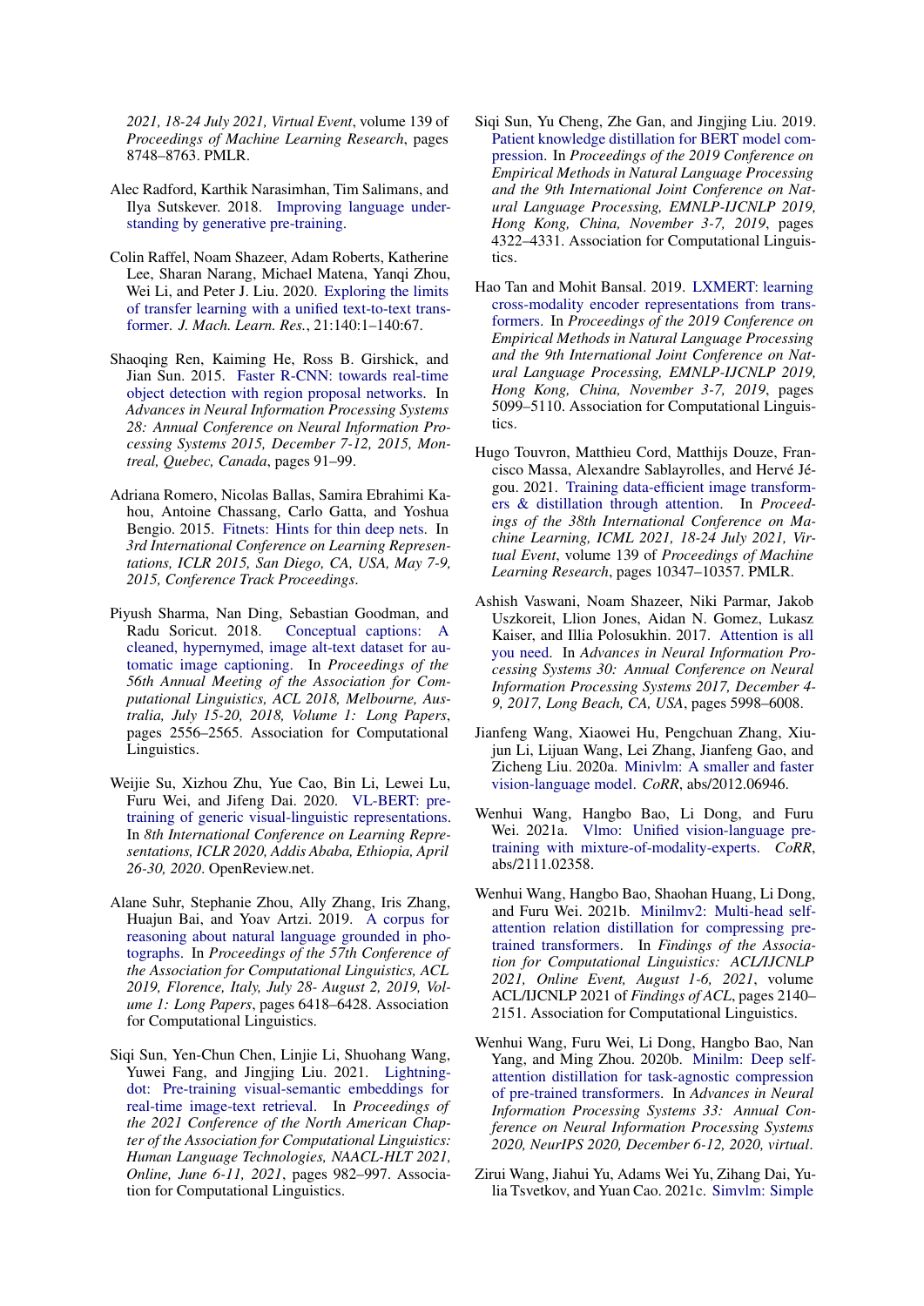2021, 18-24 July 2021, Virtual Event*, volume 139 of *Proceedings of Machine Learning Research*, pages 8748–8763. PMLR.

Alec Radford, Karthik Narasimhan, Tim Salimans, and Ilya Sutskever. 2018. Improving language understanding by generative pre-training.

Colin Raffel, Noam Shazeer, Adam Roberts, Katherine Lee, Sharan Narang, Michael Matena, Yanqi Zhou, Wei Li, and Peter J. Liu. 2020. Exploring the limits of transfer learning with a unified text-to-text transformer. *J. Mach. Learn. Res.*, 21:140:1–140:67.

Shaoqing Ren, Kaiming He, Ross B. Girshick, and Jian Sun. 2015. Faster R-CNN: towards real-time object detection with region proposal networks. In *Advances in Neural Information Processing Systems 28: Annual Conference on Neural Information Processing Systems 2015, December 7-12, 2015, Montreal, Quebec, Canada*, pages 91–99.

Adriana Romero, Nicolas Ballas, Samira Ebrahimi Kahou, Antoine Chassang, Carlo Gatta, and Yoshua Bengio. 2015. Fitnets: Hints for thin deep nets. In *3rd International Conference on Learning Representations, ICLR 2015, San Diego, CA, USA, May 7-9, 2015, Conference Track Proceedings*.

Piyush Sharma, Nan Ding, Sebastian Goodman, and Radu Soricut. 2018. Conceptual captions: A cleaned, hypernymed, image alt-text dataset for automatic image captioning. In *Proceedings of the 56th Annual Meeting of the Association for Computational Linguistics, ACL 2018, Melbourne, Australia, July 15-20, 2018, Volume 1: Long Papers*, pages 2556–2565. Association for Computational Linguistics.

Weijie Su, Xizhou Zhu, Yue Cao, Bin Li, Lewei Lu, Furu Wei, and Jifeng Dai. 2020. VL-BERT: pre-training of generic visual-linguistic representations. In *8th International Conference on Learning Representations, ICLR 2020, Addis Ababa, Ethiopia, April 26-30, 2020*. OpenReview.net.

Alane Suhr, Stephanie Zhou, Ally Zhang, Iris Zhang, Huajun Bai, and Yoav Artzi. 2019. A corpus for reasoning about natural language grounded in photographs. In *Proceedings of the 57th Conference of the Association for Computational Linguistics, ACL 2019, Florence, Italy, July 28- August 2, 2019, Volume 1: Long Papers*, pages 6418–6428. Association for Computational Linguistics.

Siqi Sun, Yen-Chun Chen, Linjie Li, Shuohang Wang, Yuwei Fang, and Jingjing Liu. 2021. Lightningdot: Pre-training visual-semantic embeddings for real-time image-text retrieval. In *Proceedings of the 2021 Conference of the North American Chapter of the Association for Computational Linguistics: Human Language Technologies, NAACL-HLT 2021, Online, June 6-11, 2021*, pages 982–997. Association for Computational Linguistics.

Siqi Sun, Yu Cheng, Zhe Gan, and Jingjing Liu. 2019. Patient knowledge distillation for BERT model compression. In *Proceedings of the 2019 Conference on Empirical Methods in Natural Language Processing and the 9th International Joint Conference on Natural Language Processing, EMNLP-IJCNLP 2019, Hong Kong, China, November 3-7, 2019*, pages 4322–4331. Association for Computational Linguistics.

Hao Tan and Mohit Bansal. 2019. LXMERT: learning cross-modality encoder representations from transformers. In *Proceedings of the 2019 Conference on Empirical Methods in Natural Language Processing and the 9th International Joint Conference on Natural Language Processing, EMNLP-IJCNLP 2019, Hong Kong, China, November 3-7, 2019*, pages 5099–5110. Association for Computational Linguistics.

Hugo Touvron, Matthieu Cord, Matthijs Douze, Francisco Massa, Alexandre Sablayrolles, and Hervé Jégou. 2021. Training data-efficient image transformers & distillation through attention. In *Proceedings of the 38th International Conference on Machine Learning, ICML 2021, 18-24 July 2021, Virtual Event*, volume 139 of *Proceedings of Machine Learning Research*, pages 10347–10357. PMLR.

Ashish Vaswani, Noam Shazeer, Niki Parmar, Jakob Uszkoreit, Llion Jones, Aidan N. Gomez, Lukasz Kaiser, and Illia Polosukhin. 2017. Attention is all you need. In *Advances in Neural Information Processing Systems 30: Annual Conference on Neural Information Processing Systems 2017, December 4-9, 2017, Long Beach, CA, USA*, pages 5998–6008.

Jianfeng Wang, Xiaowei Hu, Pengchuan Zhang, Xiujun Li, Lijuan Wang, Lei Zhang, Jianfeng Gao, and Zicheng Liu. 2020a. Minivlm: A smaller and faster vision-language model. *CoRR*, abs/2012.06946.

Wenhui Wang, Hangbo Bao, Li Dong, and Furu Wei. 2021a. Vlmo: Unified vision-language pre-training with mixture-of-modality-experts. *CoRR*, abs/2111.02358.

Wenhui Wang, Hangbo Bao, Shaohan Huang, Li Dong, and Furu Wei. 2021b. Minilmv2: Multi-head self-attention relation distillation for compressing pre-trained transformers. In *Findings of the Association for Computational Linguistics: ACL/IJCNLP 2021, Online Event, August 1-6, 2021*, volume ACL/IJCNLP 2021 of *Findings of ACL*, pages 2140–2151. Association for Computational Linguistics.

Wenhui Wang, Furu Wei, Li Dong, Hangbo Bao, Nan Yang, and Ming Zhou. 2020b. Minilm: Deep self-attention distillation for task-agnostic compression of pre-trained transformers. In *Advances in Neural Information Processing Systems 33: Annual Conference on Neural Information Processing Systems 2020, NeurIPS 2020, December 6-12, 2020, virtual*.

Zirui Wang, Jiahui Yu, Adams Wei Yu, Zihang Dai, Yulia Tsvetkov, and Yuan Cao. 2021c. Simvlm: Simple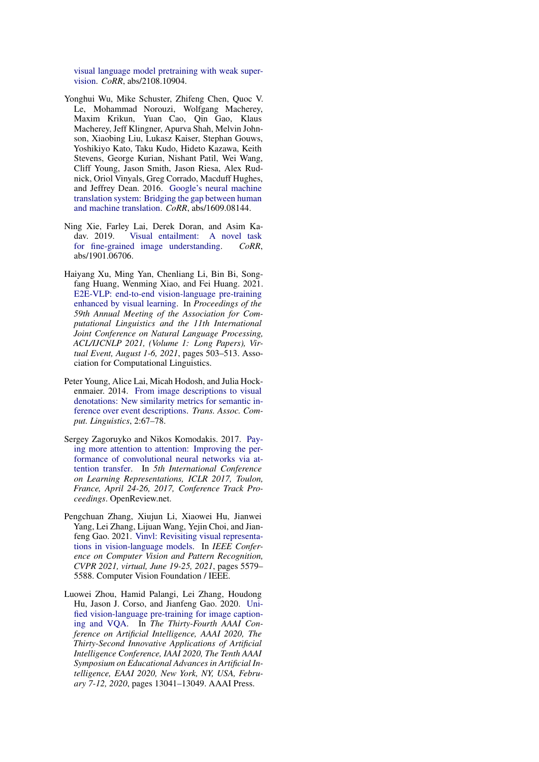visual language model pretraining with weak supervision. *CoRR*, abs/2108.10904.

Yonghui Wu, Mike Schuster, Zhifeng Chen, Quoc V. Le, Mohammad Norouzi, Wolfgang Macherey, Maxim Krikun, Yuan Cao, Qin Gao, Klaus Macherey, Jeff Klingner, Apurva Shah, Melvin Johnson, Xiaobing Liu, Lukasz Kaiser, Stephan Gouws, Yoshikiyo Kato, Taku Kudo, Hideto Kazawa, Keith Stevens, George Kurian, Nishant Patil, Wei Wang, Cliff Young, Jason Smith, Jason Riesa, Alex Rudnick, Oriol Vinyals, Greg Corrado, Macduff Hughes, and Jeffrey Dean. 2016. Google's neural machine translation system: Bridging the gap between human and machine translation. *CoRR*, abs/1609.08144.

Ning Xie, Farley Lai, Derek Doran, and Asim Kadav. 2019. Visual entailment: A novel task for fine-grained image understanding. *CoRR*, abs/1901.06706.

Haiyang Xu, Ming Yan, Chenliang Li, Bin Bi, Songfang Huang, Wenming Xiao, and Fei Huang. 2021. E2E-VLP: end-to-end vision-language pre-training enhanced by visual learning. In *Proceedings of the 59th Annual Meeting of the Association for Computational Linguistics and the 11th International Joint Conference on Natural Language Processing, ACL/IJCNLP 2021, (Volume 1: Long Papers), Virtual Event, August 1-6, 2021*, pages 503–513. Association for Computational Linguistics.

Peter Young, Alice Lai, Micah Hodosh, and Julia Hockenmaier. 2014. From image descriptions to visual denotations: New similarity metrics for semantic inference over event descriptions. *Trans. Assoc. Comput. Linguistics*, 2:67–78.

Sergey Zagoruyko and Nikos Komodakis. 2017. Paying more attention to attention: Improving the performance of convolutional neural networks via attention transfer. In *5th International Conference on Learning Representations, ICLR 2017, Toulon, France, April 24-26, 2017, Conference Track Proceedings*. OpenReview.net.

Pengchuan Zhang, Xiujun Li, Xiaowei Hu, Jianwei Yang, Lei Zhang, Lijuan Wang, Yejin Choi, and Jianfeng Gao. 2021. Vinvl: Revisiting visual representations in vision-language models. In *IEEE Conference on Computer Vision and Pattern Recognition, CVPR 2021, virtual, June 19-25, 2021*, pages 5579–5588. Computer Vision Foundation / IEEE.

Luowei Zhou, Hamid Palangi, Lei Zhang, Houdong Hu, Jason J. Corso, and Jianfeng Gao. 2020. Unified vision-language pre-training for image captioning and VQA. In *The Thirty-Fourth AAAI Conference on Artificial Intelligence, AAAI 2020, The Thirty-Second Innovative Applications of Artificial Intelligence Conference, IAAI 2020, The Tenth AAAI Symposium on Educational Advances in Artificial Intelligence, EAAI 2020, New York, NY, USA, February 7-12, 2020*, pages 13041–13049. AAAI Press.